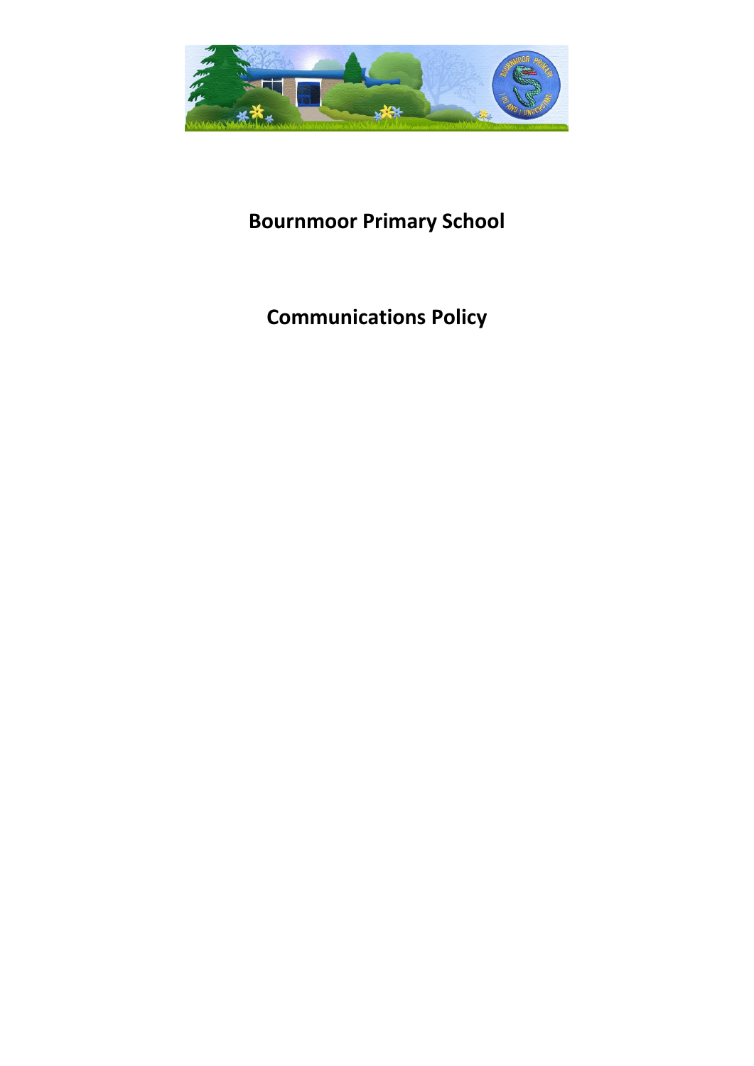# Bournmoor Primary School

# Communications Policy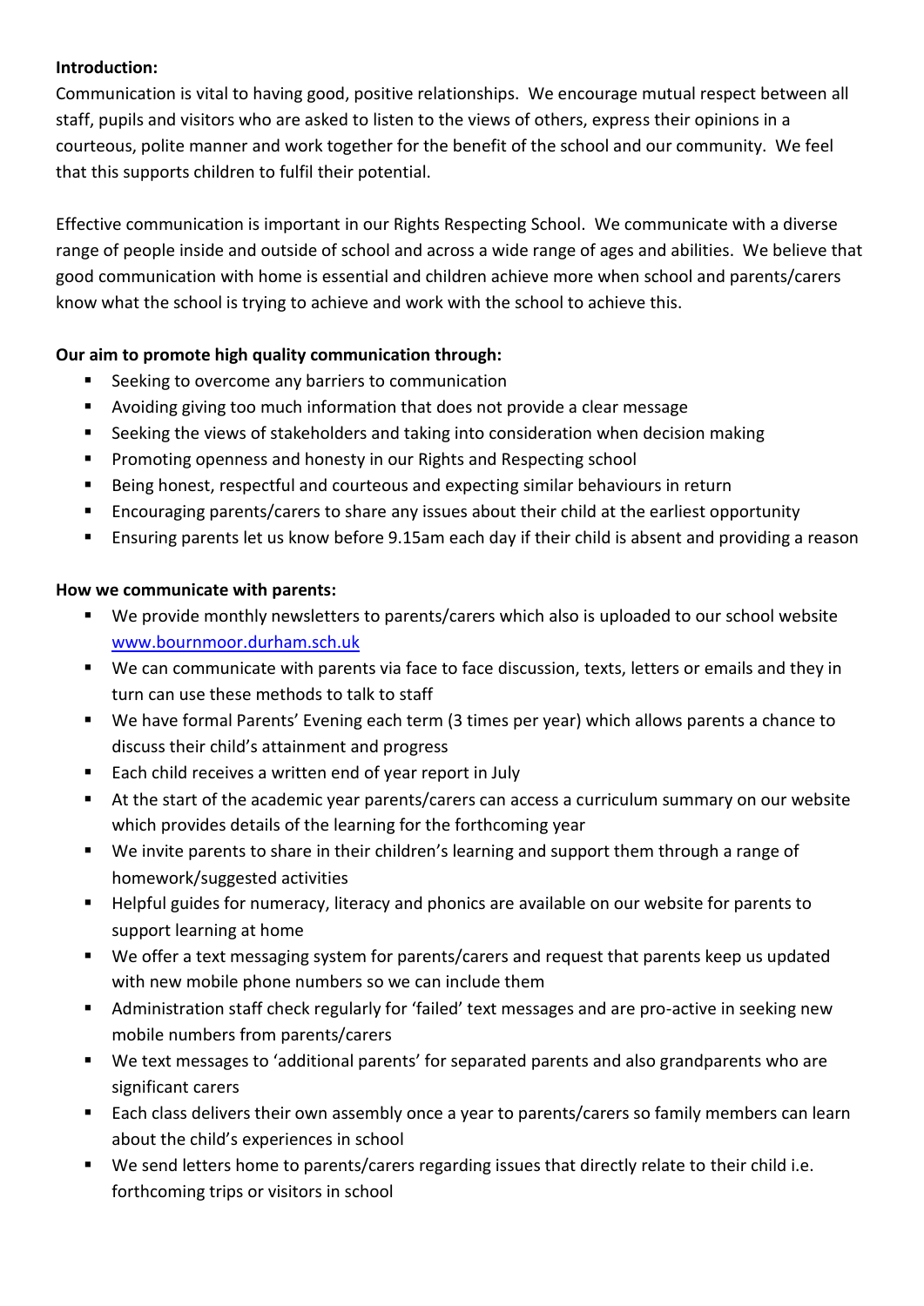**Introduction:**

Communication is vital to having good, positive relationships. We encourage mutual respect between all staff, pupils and visitors who are asked to listen to the views of others, express their opinions in a courteous, polite manner and work together for the benefit of the school and our community. We feel that this supports children to fulfil their potential.

Effective communication is important in our Rights Respecting School. We communicate with a diverse range of people inside and outside of school and across a wide range of ages and abilities. We believe that good communication with home is essential and children achieve more when school and parents/carers know what the school is trying to achieve and work with the school to achieve this.

**Our aim to promote high quality communication through:**

- Seeking to overcome any barriers to communication
- Avoiding giving too much information that does not provide a clear message
- Seeking the views of stakeholders and taking into consideration when decision making
- Promoting openness and honesty in our Rights and Respecting school
- Being honest, respectful and courteous and expecting similar behaviours in return
- Encouraging parents/carers to share any issues about their child at the earliest opportunity
- Ensuring parents let us know before 9.15am each day if their child is absent and providing a reason

**How we communicate with parents:**

- We provide monthly newsletters to parents/carers which also is uploaded to our school website [www.bournmoor.durham.sch.uk](www.bournmoor.durham.sch.uk)
- We can communicate with parents via face to face discussion, texts, letters or emails and they in turn can use these methods to talk to staff
- We have formal Parents' Evening each term (3 times per year) which allows parents a chance to discuss their child's attainment and progress
- Each child receives a written end of year report in July
- At the start of the academic year parents/carers can access a curriculum summary on our website which provides details of the learning for the forthcoming year
- We invite parents to share in their children's learning and support them through a range of homework/suggested activities
- Helpful guides for numeracy, literacy and phonics are available on our website for parents to support learning at home
- We offer a text messaging system for parents/carers and request that parents keep us updated with new mobile phone numbers so we can include them
- Administration staff check regularly for 'failed' text messages and are pro-active in seeking new mobile numbers from parents/carers
- We text messages to 'additional parents' for separated parents and also grandparents who are significant carers
- Each class delivers their own assembly once a year to parents/carers so family members can learn about the child's experiences in school
- We send letters home to parents/carers regarding issues that directly relate to their child i.e. forthcoming trips or visitors in school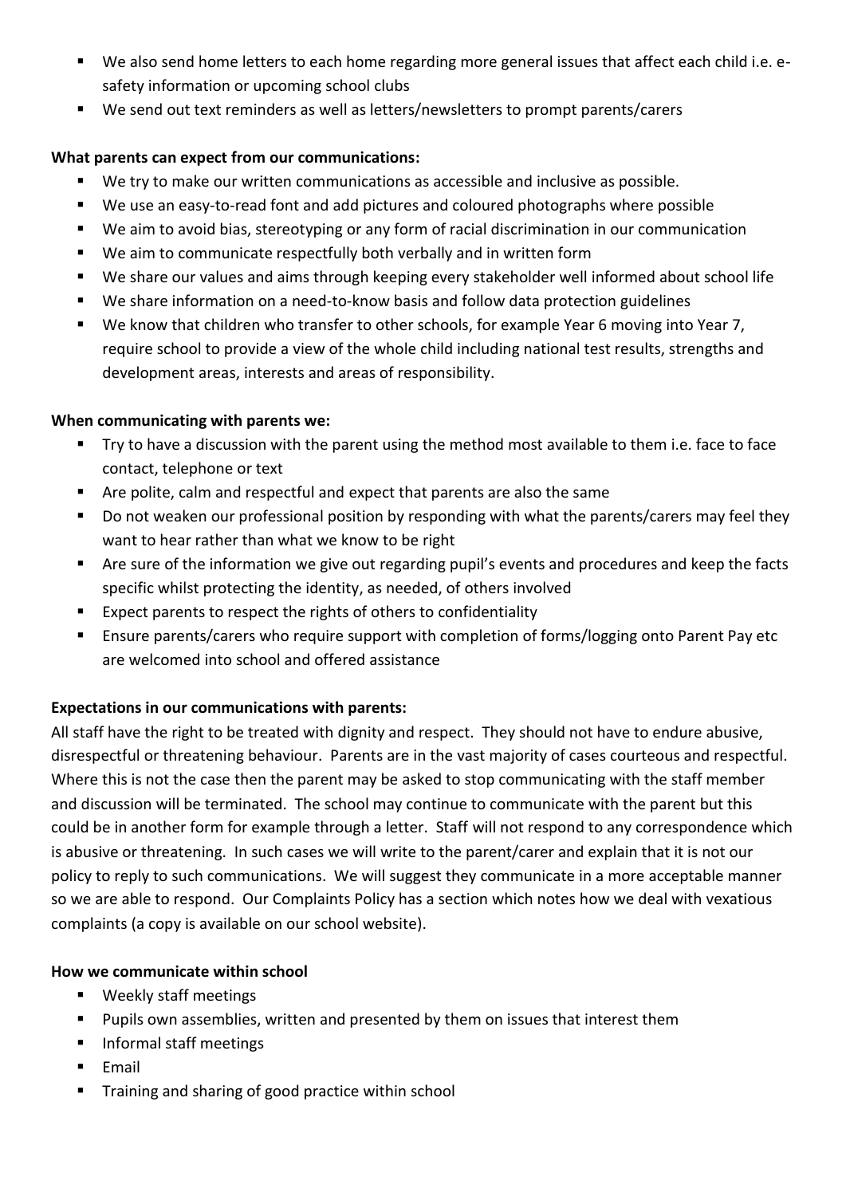- We also send home letters to each home regarding more general issues that affect each child i.e. e-safety information or upcoming school clubs
- We send out text reminders as well as letters/newsletters to prompt parents/carers

**What parents can expect from our communications:**

- We try to make our written communications as accessible and inclusive as possible.
- We use an easy-to-read font and add pictures and coloured photographs where possible
- We aim to avoid bias, stereotyping or any form of racial discrimination in our communication
- We aim to communicate respectfully both verbally and in written form
- We share our values and aims through keeping every stakeholder well informed about school life
- We share information on a need-to-know basis and follow data protection guidelines
- We know that children who transfer to other schools, for example Year 6 moving into Year 7, require school to provide a view of the whole child including national test results, strengths and development areas, interests and areas of responsibility.

**When communicating with parents we:**

- Try to have a discussion with the parent using the method most available to them i.e. face to face contact, telephone or text
- Are polite, calm and respectful and expect that parents are also the same
- Do not weaken our professional position by responding with what the parents/carers may feel they want to hear rather than what we know to be right
- Are sure of the information we give out regarding pupil's events and procedures and keep the facts specific whilst protecting the identity, as needed, of others involved
- Expect parents to respect the rights of others to confidentiality
- Ensure parents/carers who require support with completion of forms/logging onto Parent Pay etc are welcomed into school and offered assistance

**Expectations in our communications with parents:**

All staff have the right to be treated with dignity and respect. They should not have to endure abusive, disrespectful or threatening behaviour. Parents are in the vast majority of cases courteous and respectful. Where this is not the case then the parent may be asked to stop communicating with the staff member and discussion will be terminated. The school may continue to communicate with the parent but this could be in another form for example through a letter. Staff will not respond to any correspondence which is abusive or threatening. In such cases we will write to the parent/carer and explain that it is not our policy to reply to such communications. We will suggest they communicate in a more acceptable manner so we are able to respond. Our Complaints Policy has a section which notes how we deal with vexatious complaints (a copy is available on our school website).

**How we communicate within school**

- Weekly staff meetings
- Pupils own assemblies, written and presented by them on issues that interest them
- Informal staff meetings
- Email
- Training and sharing of good practice within school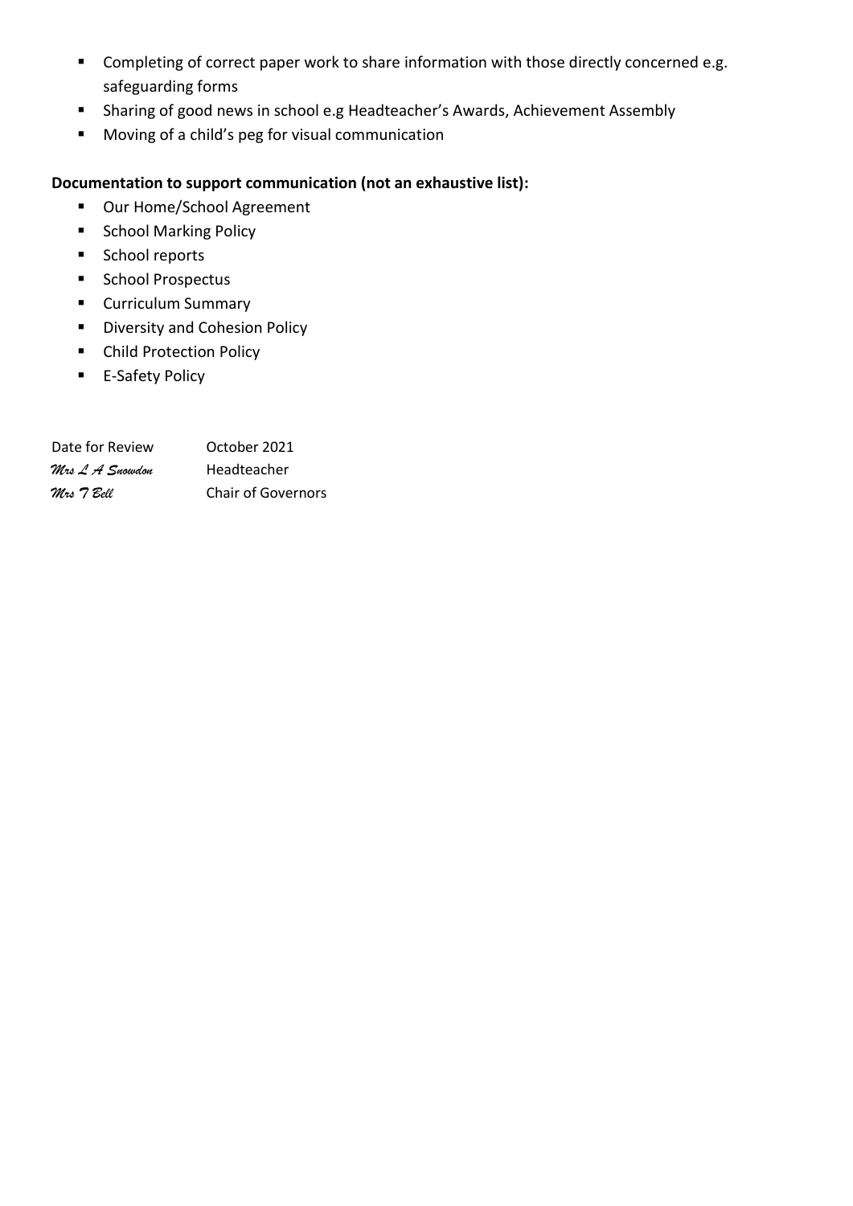- Completing of correct paper work to share information with those directly concerned e.g. safeguarding forms
- Sharing of good news in school e.g Headteacher's Awards, Achievement Assembly
- Moving of a child's peg for visual communication

**Documentation to support communication (not an exhaustive list):**

- Our Home/School Agreement
- School Marking Policy
- School reports
- School Prospectus
- Curriculum Summary
- Diversity and Cohesion Policy
- Child Protection Policy
- E-Safety Policy

| | |
|---|---|
| Date for Review | October 2021 |
| *Mrs L A Snowdon* | Headteacher |
| *Mrs T Bell* | Chair of Governors |